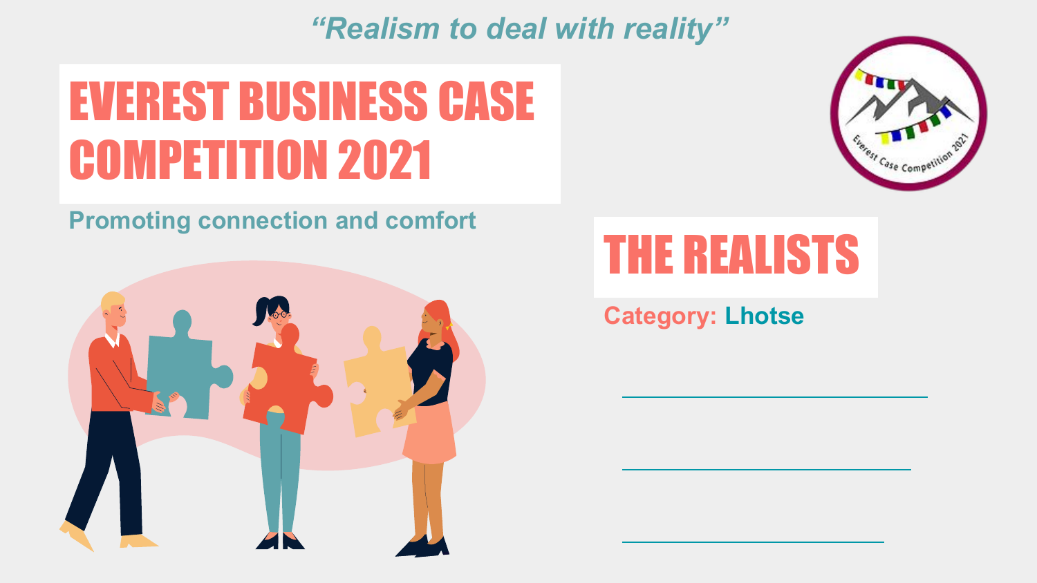*"Realism to deal with reality"*

# EVEREST BUSINESS CASE COMPETITION 2021

**Promoting connection and comfort**

## THE REALISTS

**Category: Lhotse**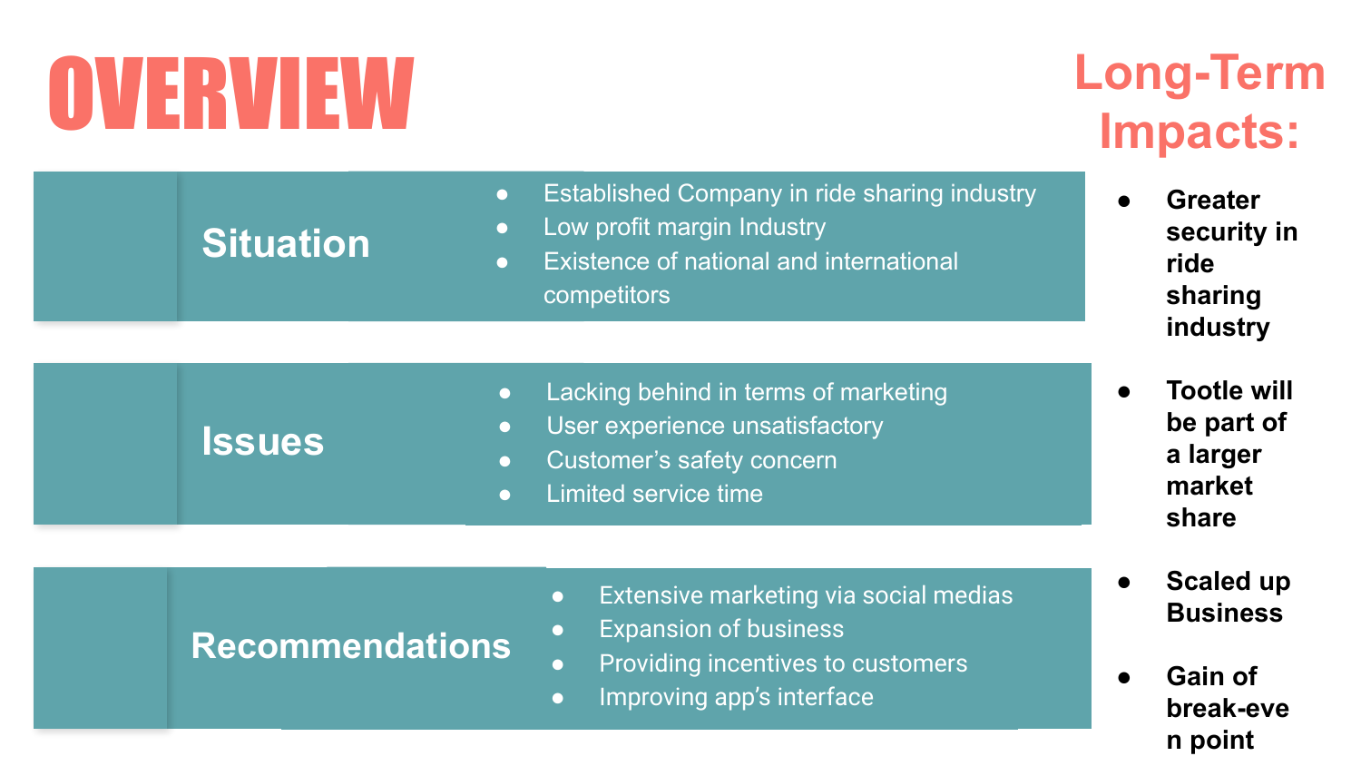# OVERVIEW

## Situation

- Established Company in ride sharing industry
- Low profit margin Industry
- Existence of national and international competitors

## Issues

- Lacking behind in terms of marketing
- User experience unsatisfactory
- Customer's safety concern
- Limited service time

## Recommendations

- Extensive marketing via social medias
- Expansion of business
- Providing incentives to customers
- Improving app's interface

## Long-Term Impacts:

- **Greater security in ride sharing industry**
- **Tootle will be part of a larger market share**
- **Scaled up Business**
- **Gain of break-even point**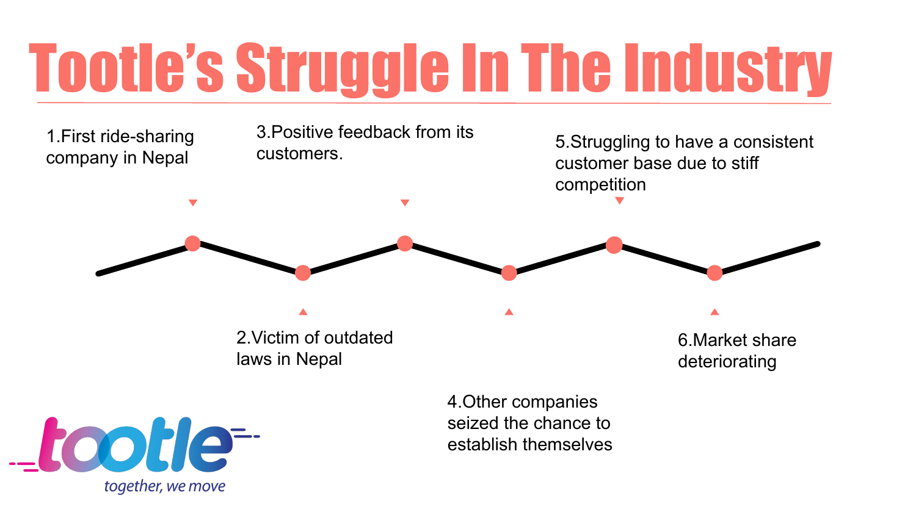# Tootle's Struggle In The Industry

1. First ride-sharing company in Nepal
2. Victim of outdated laws in Nepal
3. Positive feedback from its customers.
4. Other companies seized the chance to establish themselves
5. Struggling to have a consistent customer base due to stiff competition
6. Market share deteriorating

tootle
together, we move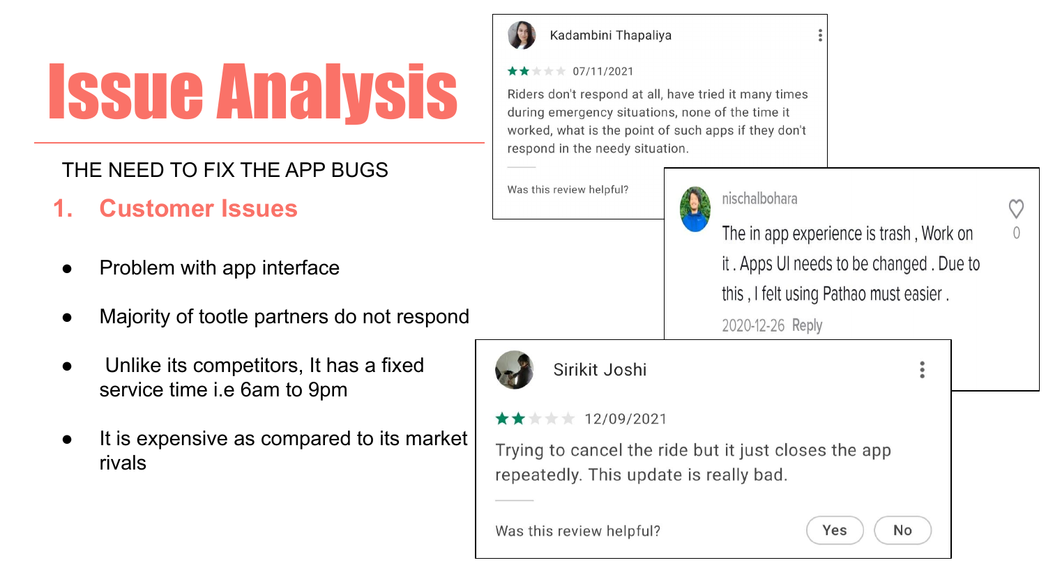# Issue Analysis

THE NEED TO FIX THE APP BUGS

## 1. Customer Issues

- Problem with app interface
- Majority of tootle partners do not respond
- Unlike its competitors, It has a fixed service time i.e 6am to 9pm
- It is expensive as compared to its market rivals

Kadambini Thapaliya

07/11/2021

Riders don't respond at all, have tried it many times during emergency situations, none of the time it worked, what is the point of such apps if they don't respond in the needy situation.

Was this review helpful?

nischalbohara

The in app experience is trash , Work on it . Apps UI needs to be changed . Due to this , I felt using Pathao must easier .

2020-12-26 Reply

0

Sirikit Joshi

12/09/2021

Trying to cancel the ride but it just closes the app repeatedly. This update is really bad.

Was this review helpful? Yes No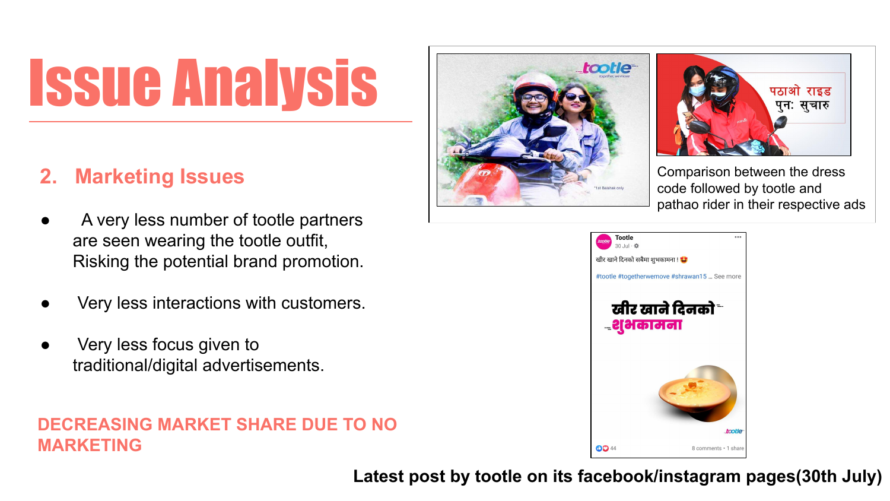# Issue Analysis

## 2. Marketing Issues

- A very less number of tootle partners are seen wearing the tootle outfit, Risking the potential brand promotion.
- Very less interactions with customers.
- Very less focus given to traditional/digital advertisements.

**DECREASING MARKET SHARE DUE TO NO MARKETING**

Comparison between the dress code followed by tootle and pathao rider in their respective ads

**Latest post by tootle on its facebook/instagram pages(30th July)**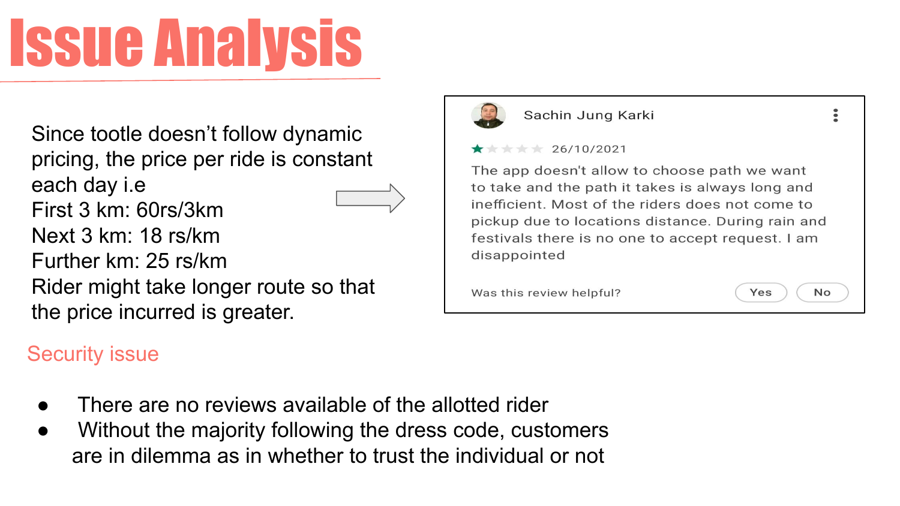# Issue Analysis

Since tootle doesn't follow dynamic pricing, the price per ride is constant each day i.e
First 3 km: 60rs/3km
Next 3 km: 18 rs/km
Further km: 25 rs/km
Rider might take longer route so that the price incurred is greater.

Sachin Jung Karki

★☆☆☆☆ 26/10/2021

The app doesn't allow to choose path we want to take and the path it takes is always long and inefficient. Most of the riders does not come to pickup due to locations distance. During rain and festivals there is no one to accept request. I am disappointed

Was this review helpful? Yes No

## Security issue

- There are no reviews available of the allotted rider
- Without the majority following the dress code, customers are in dilemma as in whether to trust the individual or not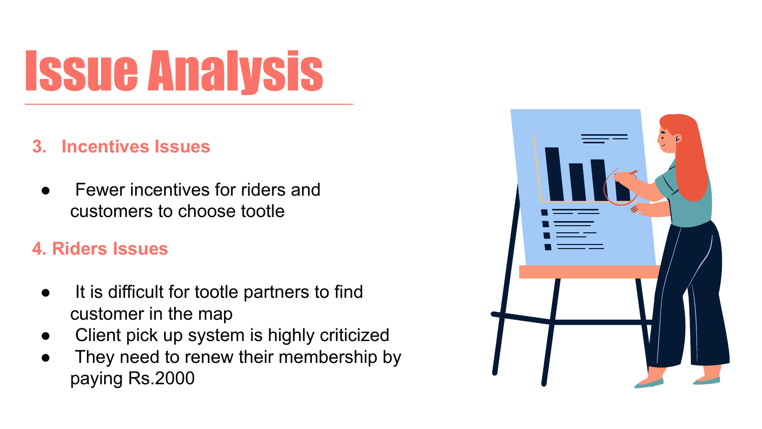# Issue Analysis

### 3. Incentives Issues

- Fewer incentives for riders and customers to choose tootle

### 4. Riders Issues

- It is difficult for tootle partners to find customer in the map
- Client pick up system is highly criticized
- They need to renew their membership by paying Rs.2000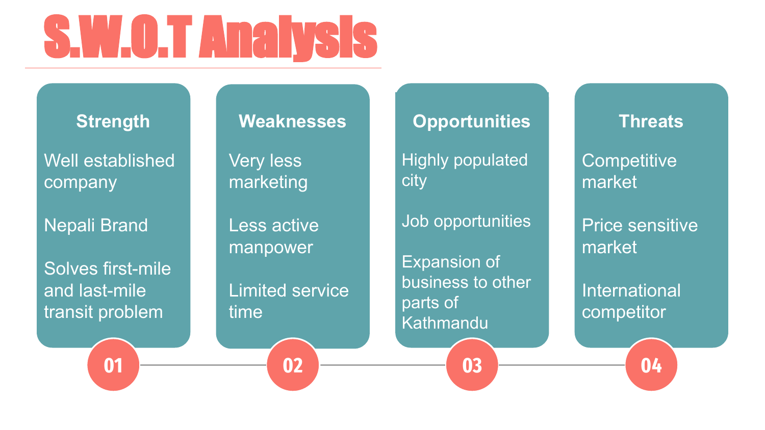# S.W.O.T Analysis

## 01 Strength

- Well established company
- Nepali Brand
- Solves first-mile and last-mile transit problem

## 02 Weaknesses

- Very less marketing
- Less active manpower
- Limited service time

## 03 Opportunities

- Highly populated city
- Job opportunities
- Expansion of business to other parts of Kathmandu

## 04 Threats

- Competitive market
- Price sensitive market
- International competitor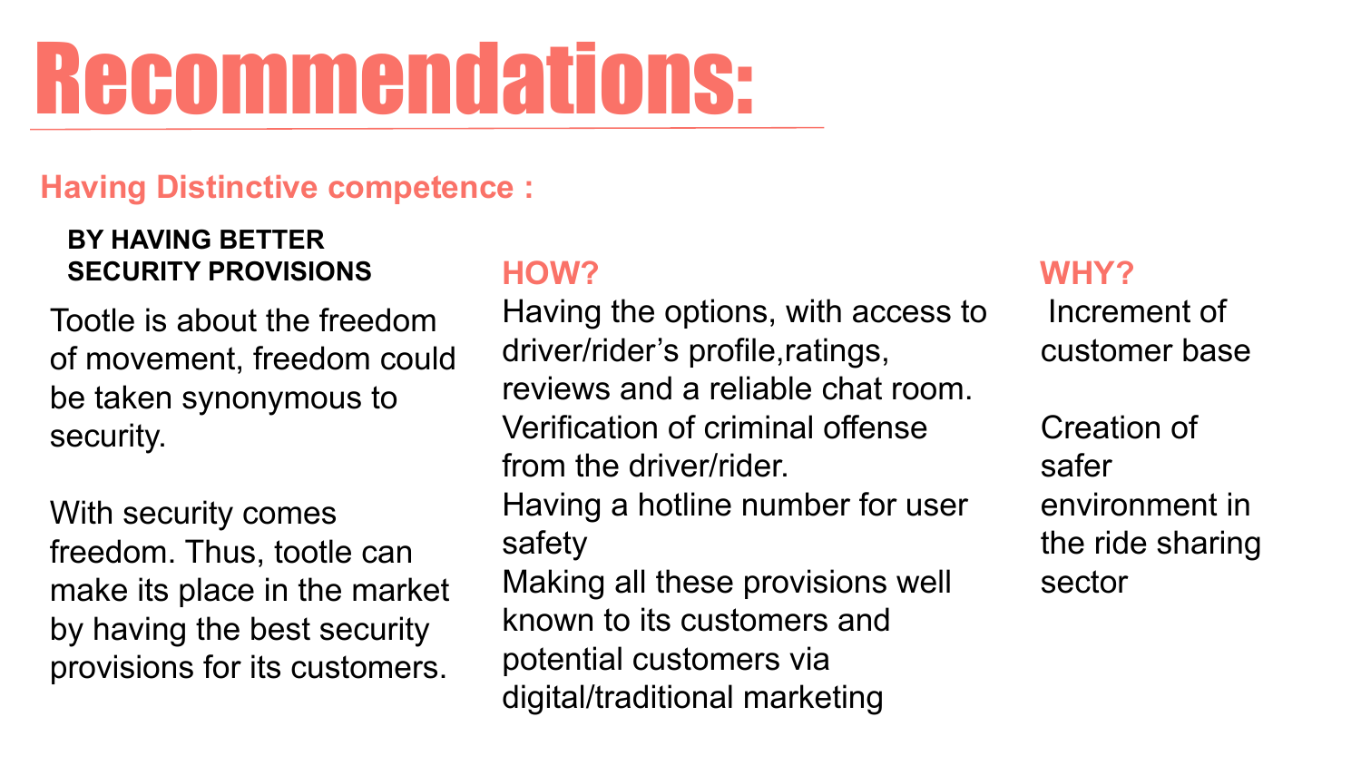# Recommendations:

## Having Distinctive competence :

**BY HAVING BETTER SECURITY PROVISIONS**

Tootle is about the freedom of movement, freedom could be taken synonymous to security.

With security comes freedom. Thus, tootle can make its place in the market by having the best security provisions for its customers.

### HOW?

Having the options, with access to driver/rider's profile,ratings, reviews and a reliable chat room.
Verification of criminal offense from the driver/rider.
Having a hotline number for user safety
Making all these provisions well known to its customers and potential customers via digital/traditional marketing

### WHY?

Increment of customer base

Creation of safer environment in the ride sharing sector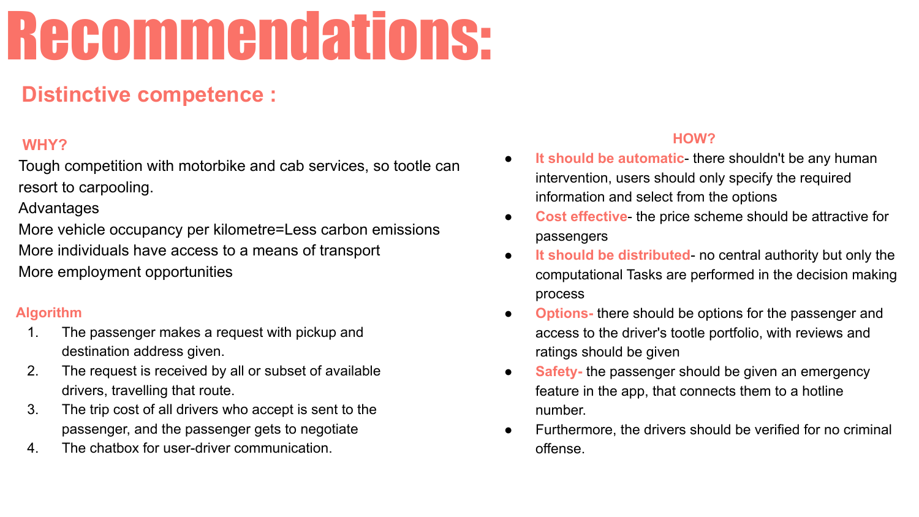# Recommendations:

## Distinctive competence :

### WHY?

Tough competition with motorbike and cab services, so tootle can resort to carpooling.

Advantages

More vehicle occupancy per kilometre=Less carbon emissions

More individuals have access to a means of transport

More employment opportunities

### Algorithm

1. The passenger makes a request with pickup and destination address given.
2. The request is received by all or subset of available drivers, travelling that route.
3. The trip cost of all drivers who accept is sent to the passenger, and the passenger gets to negotiate
4. The chatbox for user-driver communication.

### HOW?

- **It should be automatic**- there shouldn't be any human intervention, users should only specify the required information and select from the options
- **Cost effective**- the price scheme should be attractive for passengers
- **It should be distributed**- no central authority but only the computational Tasks are performed in the decision making process
- **Options-** there should be options for the passenger and access to the driver's tootle portfolio, with reviews and ratings should be given
- **Safety-** the passenger should be given an emergency feature in the app, that connects them to a hotline number.
- Furthermore, the drivers should be verified for no criminal offense.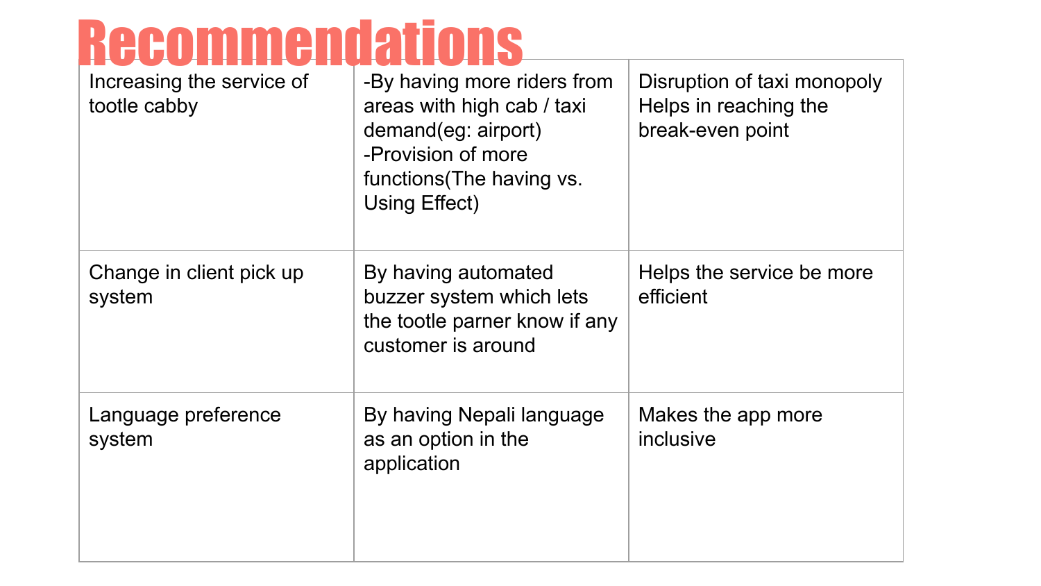# Recommendations

| | | |
|---|---|---|
| Increasing the service of tootle cabby | -By having more riders from areas with high cab / taxi demand(eg: airport)<br>-Provision of more functions(The having vs. Using Effect) | Disruption of taxi monopoly<br>Helps in reaching the break-even point |
| Change in client pick up system | By having automated buzzer system which lets the tootle parner know if any customer is around | Helps the service be more efficient |
| Language preference system | By having Nepali language as an option in the application | Makes the app more inclusive |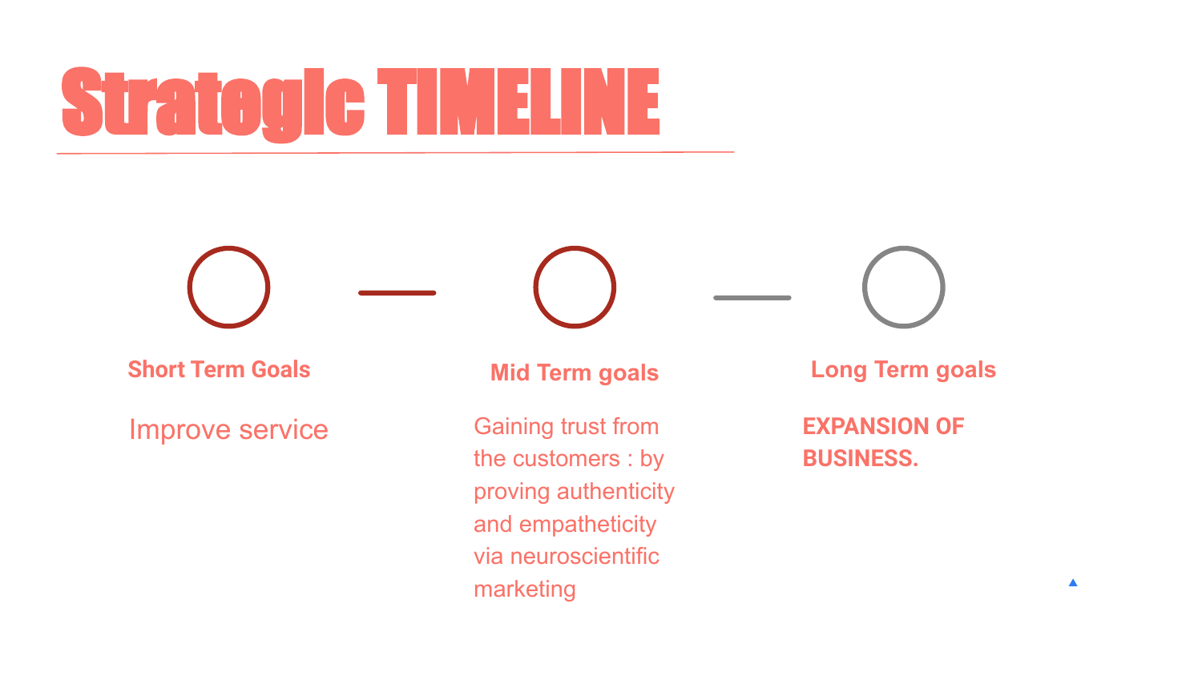# Strategic TIMELINE

### Short Term Goals

Improve service

### Mid Term goals

Gaining trust from the customers : by proving authenticity and empatheticity via neuroscientific marketing

### Long Term goals

**EXPANSION OF BUSINESS.**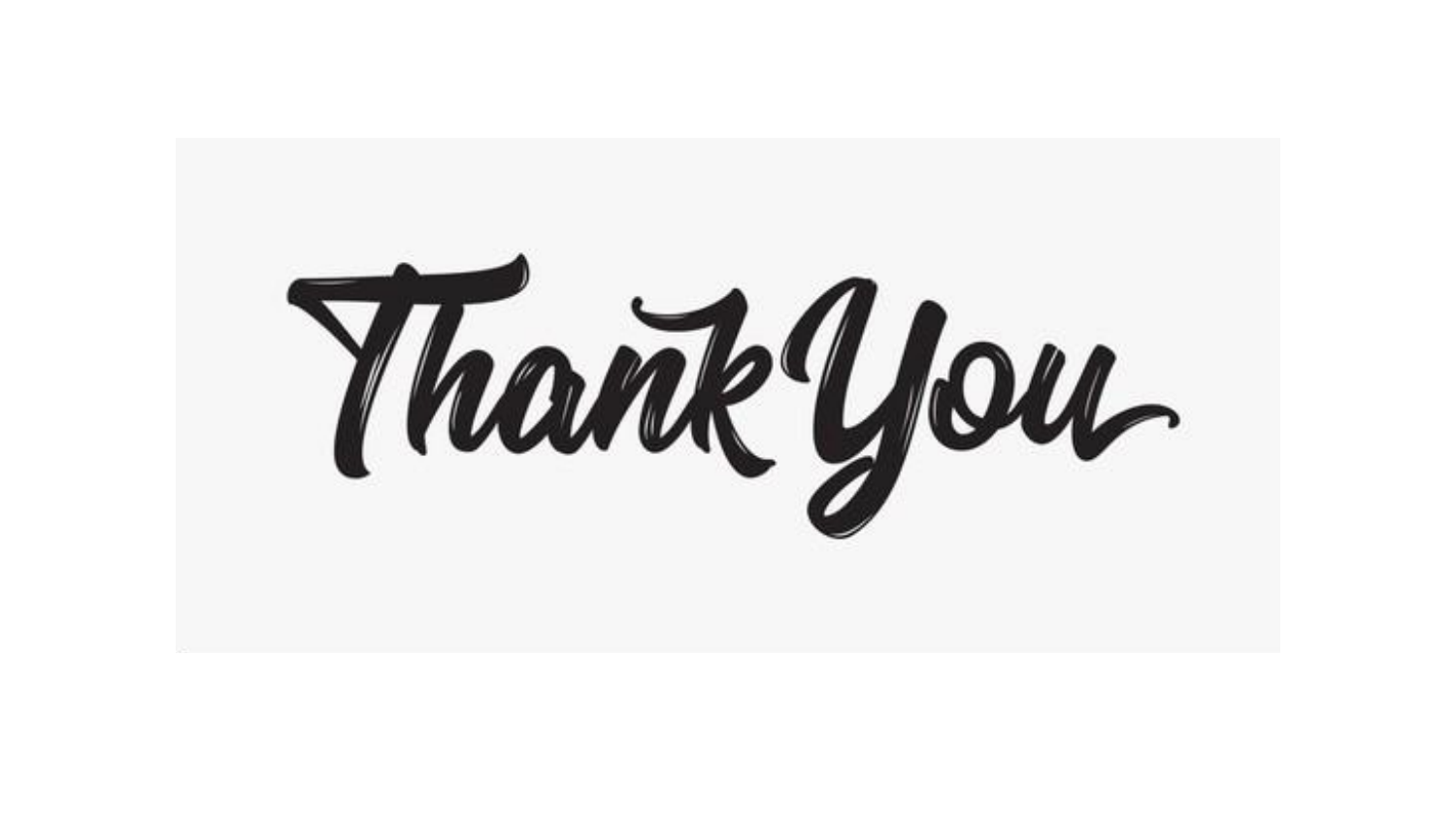Thank You